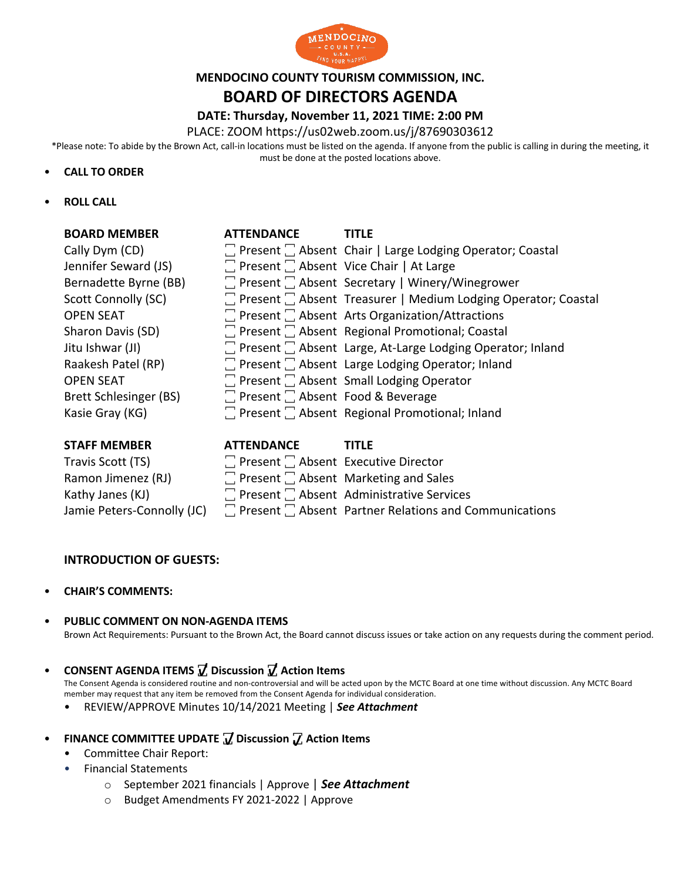# MENDOCINO COUNTY TOURISM COMMISSION, INC.

# BOARD OF DIRECTORS AGENDA

**DATE: Thursday, November 11, 2021 TIME: 2:00 PM**

PLACE: ZOOM https://us02web.zoom.us/j/87690303612

*Please note: To abide by the Brown Act, call-in locations must be listed on the agenda. If anyone from the public is calling in during the meeting, it must be done at the posted locations above.

- **CALL TO ORDER**
- **ROLL CALL**

| BOARD MEMBER | ATTENDANCE | TITLE |
|---|---|---|
| Cally Dym (CD) | ☐ Present ☐ Absent | Chair \| Large Lodging Operator; Coastal |
| Jennifer Seward (JS) | ☐ Present ☐ Absent | Vice Chair \| At Large |
| Bernadette Byrne (BB) | ☐ Present ☐ Absent | Secretary \| Winery/Winegrower |
| Scott Connolly (SC) | ☐ Present ☐ Absent | Treasurer \| Medium Lodging Operator; Coastal |
| OPEN SEAT | ☐ Present ☐ Absent | Arts Organization/Attractions |
| Sharon Davis (SD) | ☐ Present ☐ Absent | Regional Promotional; Coastal |
| Jitu Ishwar (JI) | ☐ Present ☐ Absent | Large, At-Large Lodging Operator; Inland |
| Raakesh Patel (RP) | ☐ Present ☐ Absent | Large Lodging Operator; Inland |
| OPEN SEAT | ☐ Present ☐ Absent | Small Lodging Operator |
| Brett Schlesinger (BS) | ☐ Present ☐ Absent | Food & Beverage |
| Kasie Gray (KG) | ☐ Present ☐ Absent | Regional Promotional; Inland |

| STAFF MEMBER | ATTENDANCE | TITLE |
|---|---|---|
| Travis Scott (TS) | ☐ Present ☐ Absent | Executive Director |
| Ramon Jimenez (RJ) | ☐ Present ☐ Absent | Marketing and Sales |
| Kathy Janes (KJ) | ☐ Present ☐ Absent | Administrative Services |
| Jamie Peters-Connolly (JC) | ☐ Present ☐ Absent | Partner Relations and Communications |

**INTRODUCTION OF GUESTS:**

- **CHAIR'S COMMENTS:**
- **PUBLIC COMMENT ON NON-AGENDA ITEMS**
  Brown Act Requirements: Pursuant to the Brown Act, the Board cannot discuss issues or take action on any requests during the comment period.
- **CONSENT AGENDA ITEMS ☑ Discussion ☑ Action Items**
  The Consent Agenda is considered routine and non-controversial and will be acted upon by the MCTC Board at one time without discussion. Any MCTC Board member may request that any item be removed from the Consent Agenda for individual consideration.
  - REVIEW/APPROVE Minutes 10/14/2021 Meeting | ***See Attachment***
- **FINANCE COMMITTEE UPDATE ☑ Discussion ☑ Action Items**
  - Committee Chair Report:
  - Financial Statements
    - September 2021 financials | Approve | ***See Attachment***
    - Budget Amendments FY 2021-2022 | Approve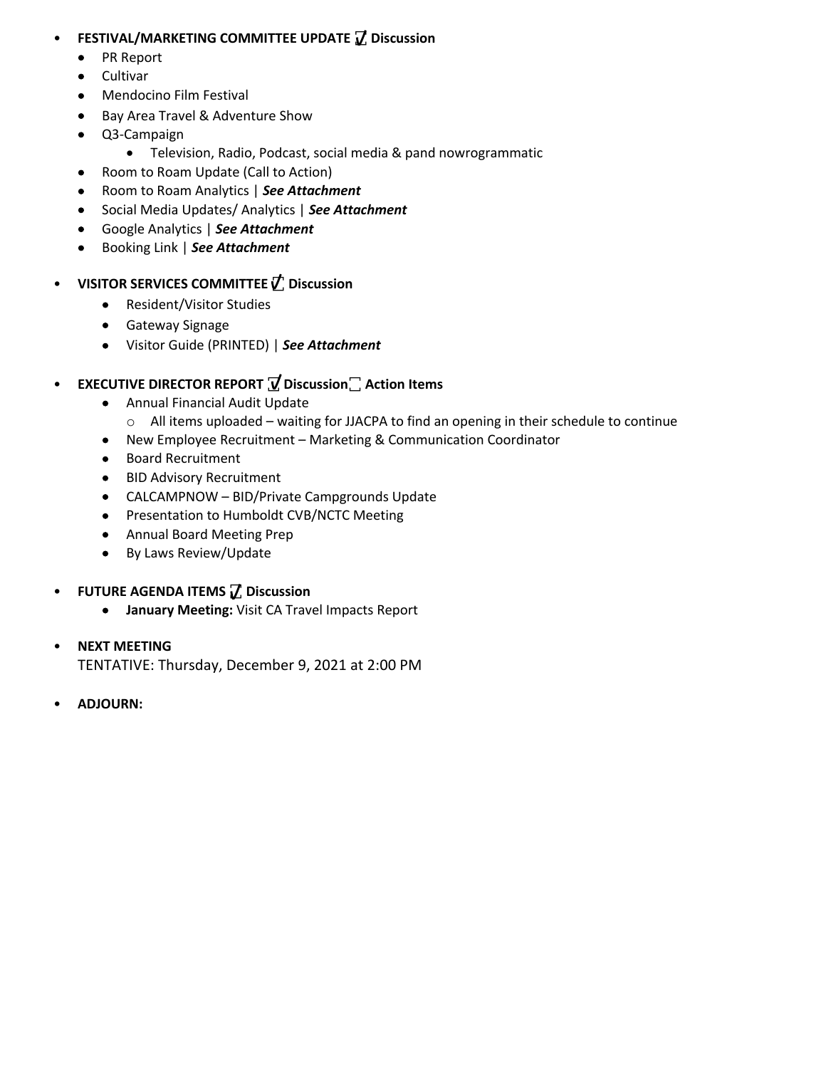- **FESTIVAL/MARKETING COMMITTEE UPDATE ☑ Discussion**
  - PR Report
  - Cultivar
  - Mendocino Film Festival
  - Bay Area Travel & Adventure Show
  - Q3-Campaign
    - Television, Radio, Podcast, social media & pand nowrogrammatic
  - Room to Roam Update (Call to Action)
  - Room to Roam Analytics | ***See Attachment***
  - Social Media Updates/ Analytics | ***See Attachment***
  - Google Analytics | ***See Attachment***
  - Booking Link | ***See Attachment***

- **VISITOR SERVICES COMMITTEE ☑ Discussion**
  - Resident/Visitor Studies
  - Gateway Signage
  - Visitor Guide (PRINTED) | ***See Attachment***

- **EXECUTIVE DIRECTOR REPORT ☑ Discussion ☐ Action Items**
  - Annual Financial Audit Update
    - All items uploaded – waiting for JJACPA to find an opening in their schedule to continue
  - New Employee Recruitment – Marketing & Communication Coordinator
  - Board Recruitment
  - BID Advisory Recruitment
  - CALCAMPNOW – BID/Private Campgrounds Update
  - Presentation to Humboldt CVB/NCTC Meeting
  - Annual Board Meeting Prep
  - By Laws Review/Update

- **FUTURE AGENDA ITEMS ☑ Discussion**
  - **January Meeting:** Visit CA Travel Impacts Report

- **NEXT MEETING**

  TENTATIVE: Thursday, December 9, 2021 at 2:00 PM

- **ADJOURN:**